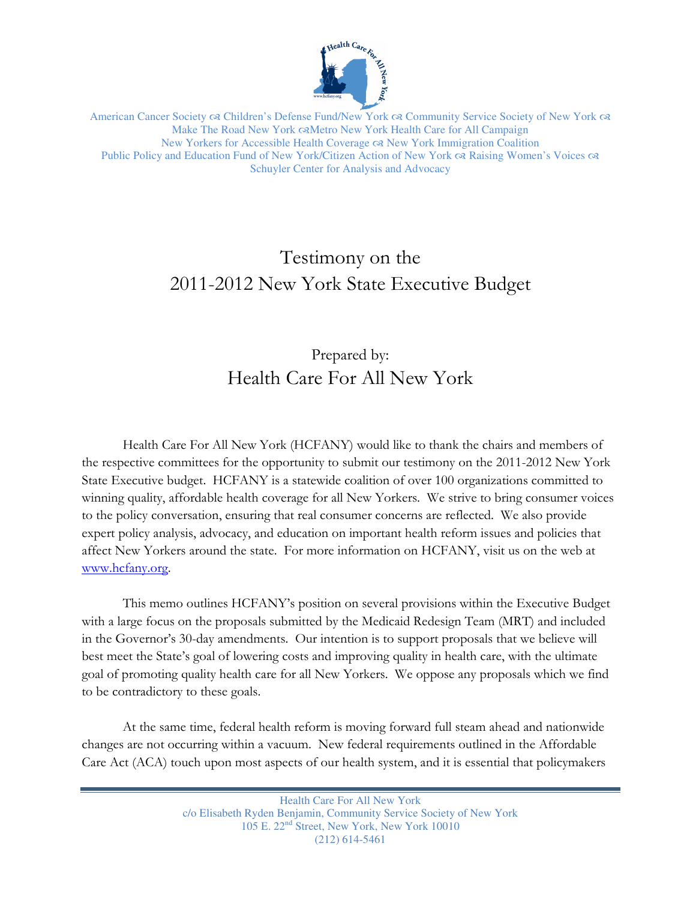American Cancer Society ∞ Children's Defense Fund/New York ∞ Community Service Society of New York ∞ Make The Road New York ∞ Metro New York Health Care for All Campaign
New Yorkers for Accessible Health Coverage ∞ New York Immigration Coalition
Public Policy and Education Fund of New York/Citizen Action of New York ∞ Raising Women's Voices ∞ Schuyler Center for Analysis and Advocacy

# Testimony on the 2011-2012 New York State Executive Budget

## Prepared by: Health Care For All New York

Health Care For All New York (HCFANY) would like to thank the chairs and members of the respective committees for the opportunity to submit our testimony on the 2011-2012 New York State Executive budget. HCFANY is a statewide coalition of over 100 organizations committed to winning quality, affordable health coverage for all New Yorkers. We strive to bring consumer voices to the policy conversation, ensuring that real consumer concerns are reflected. We also provide expert policy analysis, advocacy, and education on important health reform issues and policies that affect New Yorkers around the state. For more information on HCFANY, visit us on the web at www.hcfany.org.

This memo outlines HCFANY's position on several provisions within the Executive Budget with a large focus on the proposals submitted by the Medicaid Redesign Team (MRT) and included in the Governor's 30-day amendments. Our intention is to support proposals that we believe will best meet the State's goal of lowering costs and improving quality in health care, with the ultimate goal of promoting quality health care for all New Yorkers. We oppose any proposals which we find to be contradictory to these goals.

At the same time, federal health reform is moving forward full steam ahead and nationwide changes are not occurring within a vacuum. New federal requirements outlined in the Affordable Care Act (ACA) touch upon most aspects of our health system, and it is essential that policymakers

Health Care For All New York
c/o Elisabeth Ryden Benjamin, Community Service Society of New York
105 E. 22nd Street, New York, New York 10010
(212) 614-5461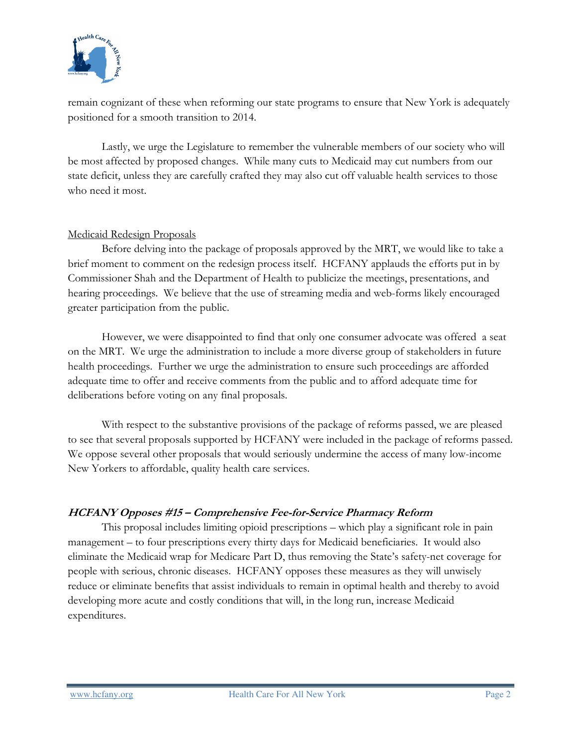remain cognizant of these when reforming our state programs to ensure that New York is adequately positioned for a smooth transition to 2014.

Lastly, we urge the Legislature to remember the vulnerable members of our society who will be most affected by proposed changes. While many cuts to Medicaid may cut numbers from our state deficit, unless they are carefully crafted they may also cut off valuable health services to those who need it most.

## Medicaid Redesign Proposals

Before delving into the package of proposals approved by the MRT, we would like to take a brief moment to comment on the redesign process itself. HCFANY applauds the efforts put in by Commissioner Shah and the Department of Health to publicize the meetings, presentations, and hearing proceedings. We believe that the use of streaming media and web-forms likely encouraged greater participation from the public.

However, we were disappointed to find that only one consumer advocate was offered a seat on the MRT. We urge the administration to include a more diverse group of stakeholders in future health proceedings. Further we urge the administration to ensure such proceedings are afforded adequate time to offer and receive comments from the public and to afford adequate time for deliberations before voting on any final proposals.

With respect to the substantive provisions of the package of reforms passed, we are pleased to see that several proposals supported by HCFANY were included in the package of reforms passed. We oppose several other proposals that would seriously undermine the access of many low-income New Yorkers to affordable, quality health care services.

### *HCFANY Opposes #15 – Comprehensive Fee-for-Service Pharmacy Reform*

This proposal includes limiting opioid prescriptions – which play a significant role in pain management – to four prescriptions every thirty days for Medicaid beneficiaries. It would also eliminate the Medicaid wrap for Medicare Part D, thus removing the State's safety-net coverage for people with serious, chronic diseases. HCFANY opposes these measures as they will unwisely reduce or eliminate benefits that assist individuals to remain in optimal health and thereby to avoid developing more acute and costly conditions that will, in the long run, increase Medicaid expenditures.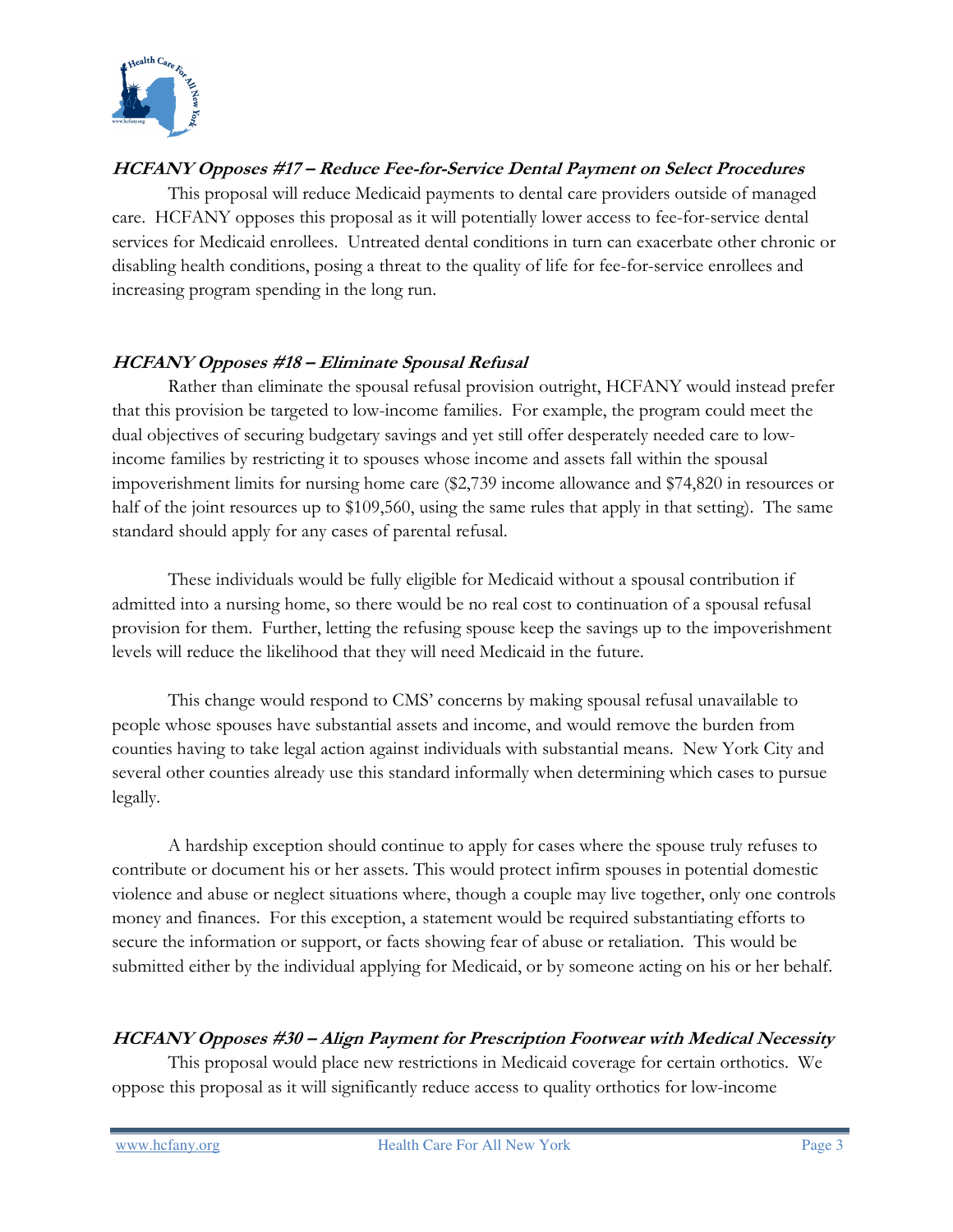### ***HCFANY Opposes #17 – Reduce Fee-for-Service Dental Payment on Select Procedures***

This proposal will reduce Medicaid payments to dental care providers outside of managed care. HCFANY opposes this proposal as it will potentially lower access to fee-for-service dental services for Medicaid enrollees. Untreated dental conditions in turn can exacerbate other chronic or disabling health conditions, posing a threat to the quality of life for fee-for-service enrollees and increasing program spending in the long run.

### ***HCFANY Opposes #18 – Eliminate Spousal Refusal***

Rather than eliminate the spousal refusal provision outright, HCFANY would instead prefer that this provision be targeted to low-income families. For example, the program could meet the dual objectives of securing budgetary savings and yet still offer desperately needed care to low-income families by restricting it to spouses whose income and assets fall within the spousal impoverishment limits for nursing home care ($2,739 income allowance and $74,820 in resources or half of the joint resources up to $109,560, using the same rules that apply in that setting). The same standard should apply for any cases of parental refusal.

These individuals would be fully eligible for Medicaid without a spousal contribution if admitted into a nursing home, so there would be no real cost to continuation of a spousal refusal provision for them. Further, letting the refusing spouse keep the savings up to the impoverishment levels will reduce the likelihood that they will need Medicaid in the future.

This change would respond to CMS' concerns by making spousal refusal unavailable to people whose spouses have substantial assets and income, and would remove the burden from counties having to take legal action against individuals with substantial means. New York City and several other counties already use this standard informally when determining which cases to pursue legally.

A hardship exception should continue to apply for cases where the spouse truly refuses to contribute or document his or her assets. This would protect infirm spouses in potential domestic violence and abuse or neglect situations where, though a couple may live together, only one controls money and finances. For this exception, a statement would be required substantiating efforts to secure the information or support, or facts showing fear of abuse or retaliation. This would be submitted either by the individual applying for Medicaid, or by someone acting on his or her behalf.

### ***HCFANY Opposes #30 – Align Payment for Prescription Footwear with Medical Necessity***

This proposal would place new restrictions in Medicaid coverage for certain orthotics. We oppose this proposal as it will significantly reduce access to quality orthotics for low-income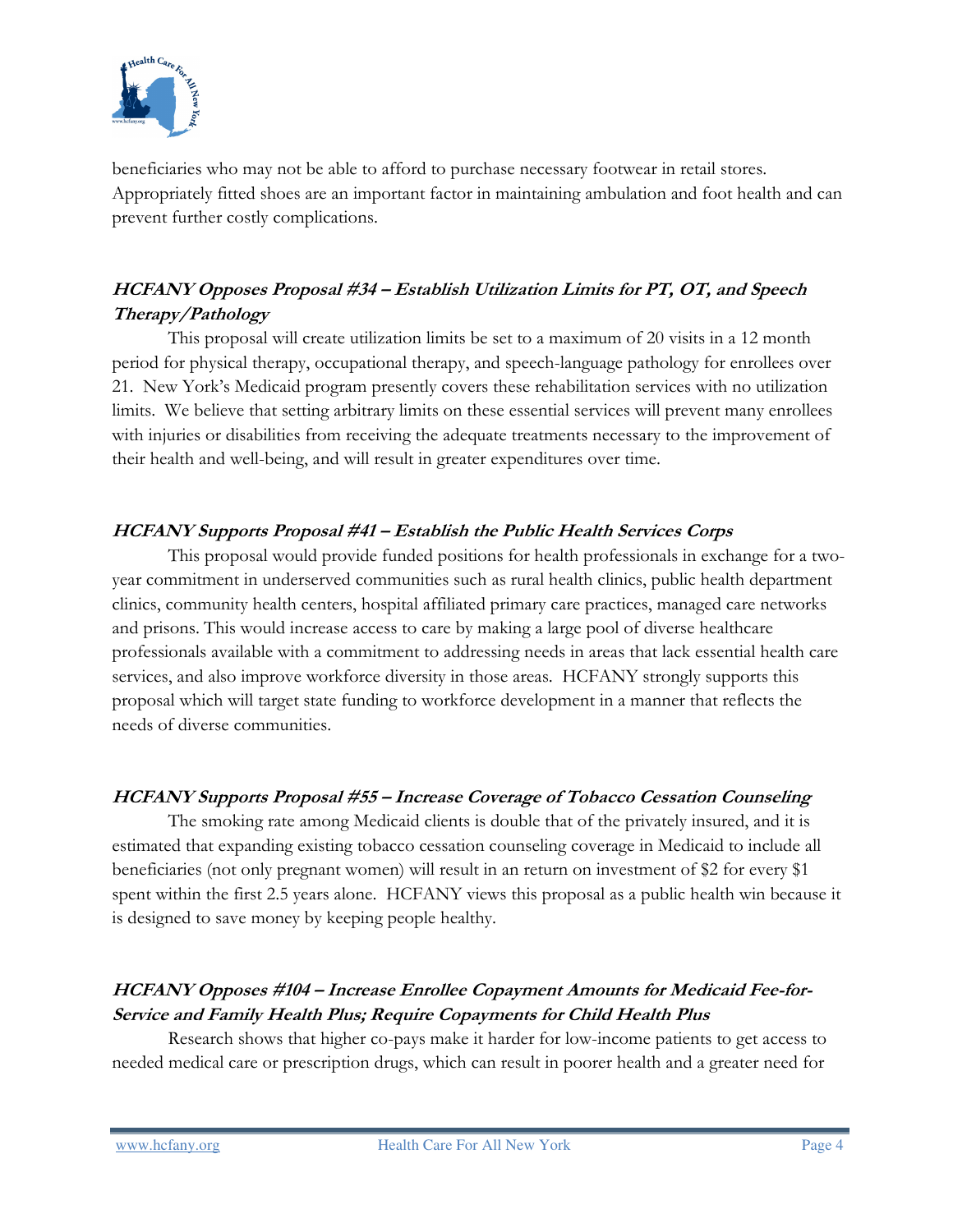beneficiaries who may not be able to afford to purchase necessary footwear in retail stores. Appropriately fitted shoes are an important factor in maintaining ambulation and foot health and can prevent further costly complications.

### *HCFANY Opposes Proposal #34 – Establish Utilization Limits for PT, OT, and Speech Therapy/Pathology*

This proposal will create utilization limits be set to a maximum of 20 visits in a 12 month period for physical therapy, occupational therapy, and speech-language pathology for enrollees over 21. New York's Medicaid program presently covers these rehabilitation services with no utilization limits. We believe that setting arbitrary limits on these essential services will prevent many enrollees with injuries or disabilities from receiving the adequate treatments necessary to the improvement of their health and well-being, and will result in greater expenditures over time.

### *HCFANY Supports Proposal #41 – Establish the Public Health Services Corps*

This proposal would provide funded positions for health professionals in exchange for a two-year commitment in underserved communities such as rural health clinics, public health department clinics, community health centers, hospital affiliated primary care practices, managed care networks and prisons. This would increase access to care by making a large pool of diverse healthcare professionals available with a commitment to addressing needs in areas that lack essential health care services, and also improve workforce diversity in those areas. HCFANY strongly supports this proposal which will target state funding to workforce development in a manner that reflects the needs of diverse communities.

### *HCFANY Supports Proposal #55 – Increase Coverage of Tobacco Cessation Counseling*

The smoking rate among Medicaid clients is double that of the privately insured, and it is estimated that expanding existing tobacco cessation counseling coverage in Medicaid to include all beneficiaries (not only pregnant women) will result in an return on investment of $2 for every $1 spent within the first 2.5 years alone. HCFANY views this proposal as a public health win because it is designed to save money by keeping people healthy.

### *HCFANY Opposes #104 – Increase Enrollee Copayment Amounts for Medicaid Fee-for-Service and Family Health Plus; Require Copayments for Child Health Plus*

Research shows that higher co-pays make it harder for low-income patients to get access to needed medical care or prescription drugs, which can result in poorer health and a greater need for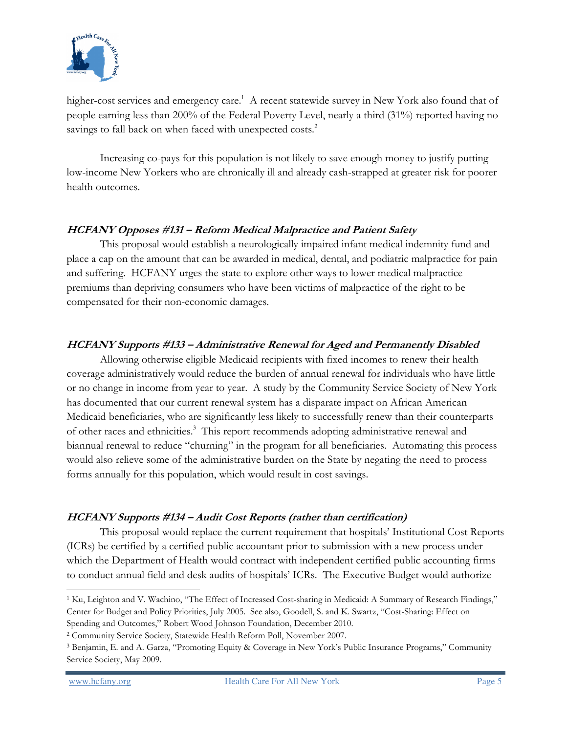higher-cost services and emergency care.[1] A recent statewide survey in New York also found that of people earning less than 200% of the Federal Poverty Level, nearly a third (31%) reported having no savings to fall back on when faced with unexpected costs.[2]

Increasing co-pays for this population is not likely to save enough money to justify putting low-income New Yorkers who are chronically ill and already cash-strapped at greater risk for poorer health outcomes.

### *HCFANY Opposes #131 – Reform Medical Malpractice and Patient Safety*

This proposal would establish a neurologically impaired infant medical indemnity fund and place a cap on the amount that can be awarded in medical, dental, and podiatric malpractice for pain and suffering. HCFANY urges the state to explore other ways to lower medical malpractice premiums than depriving consumers who have been victims of malpractice of the right to be compensated for their non-economic damages.

### *HCFANY Supports #133 – Administrative Renewal for Aged and Permanently Disabled*

Allowing otherwise eligible Medicaid recipients with fixed incomes to renew their health coverage administratively would reduce the burden of annual renewal for individuals who have little or no change in income from year to year. A study by the Community Service Society of New York has documented that our current renewal system has a disparate impact on African American Medicaid beneficiaries, who are significantly less likely to successfully renew than their counterparts of other races and ethnicities.[3] This report recommends adopting administrative renewal and biannual renewal to reduce "churning" in the program for all beneficiaries. Automating this process would also relieve some of the administrative burden on the State by negating the need to process forms annually for this population, which would result in cost savings.

### *HCFANY Supports #134 – Audit Cost Reports (rather than certification)*

This proposal would replace the current requirement that hospitals' Institutional Cost Reports (ICRs) be certified by a certified public accountant prior to submission with a new process under which the Department of Health would contract with independent certified public accounting firms to conduct annual field and desk audits of hospitals' ICRs. The Executive Budget would authorize

---

[1] Ku, Leighton and V. Wachino, "The Effect of Increased Cost-sharing in Medicaid: A Summary of Research Findings," Center for Budget and Policy Priorities, July 2005. See also, Goodell, S. and K. Swartz, "Cost-Sharing: Effect on Spending and Outcomes," Robert Wood Johnson Foundation, December 2010.

[2] Community Service Society, Statewide Health Reform Poll, November 2007.

[3] Benjamin, E. and A. Garza, "Promoting Equity & Coverage in New York's Public Insurance Programs," Community Service Society, May 2009.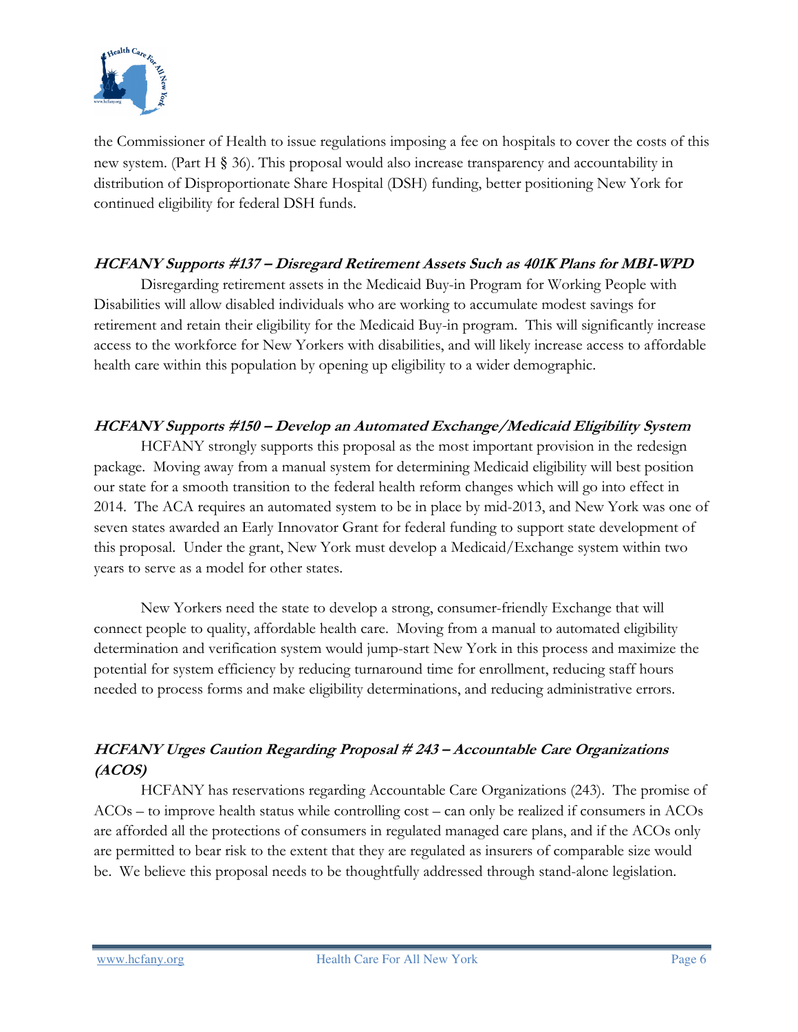the Commissioner of Health to issue regulations imposing a fee on hospitals to cover the costs of this new system. (Part H § 36). This proposal would also increase transparency and accountability in distribution of Disproportionate Share Hospital (DSH) funding, better positioning New York for continued eligibility for federal DSH funds.

### *HCFANY Supports #137 – Disregard Retirement Assets Such as 401K Plans for MBI-WPD*

Disregarding retirement assets in the Medicaid Buy-in Program for Working People with Disabilities will allow disabled individuals who are working to accumulate modest savings for retirement and retain their eligibility for the Medicaid Buy-in program. This will significantly increase access to the workforce for New Yorkers with disabilities, and will likely increase access to affordable health care within this population by opening up eligibility to a wider demographic.

### *HCFANY Supports #150 – Develop an Automated Exchange/Medicaid Eligibility System*

HCFANY strongly supports this proposal as the most important provision in the redesign package. Moving away from a manual system for determining Medicaid eligibility will best position our state for a smooth transition to the federal health reform changes which will go into effect in 2014. The ACA requires an automated system to be in place by mid-2013, and New York was one of seven states awarded an Early Innovator Grant for federal funding to support state development of this proposal. Under the grant, New York must develop a Medicaid/Exchange system within two years to serve as a model for other states.

New Yorkers need the state to develop a strong, consumer-friendly Exchange that will connect people to quality, affordable health care. Moving from a manual to automated eligibility determination and verification system would jump-start New York in this process and maximize the potential for system efficiency by reducing turnaround time for enrollment, reducing staff hours needed to process forms and make eligibility determinations, and reducing administrative errors.

### *HCFANY Urges Caution Regarding Proposal # 243 – Accountable Care Organizations (ACOS)*

HCFANY has reservations regarding Accountable Care Organizations (243). The promise of ACOs – to improve health status while controlling cost – can only be realized if consumers in ACOs are afforded all the protections of consumers in regulated managed care plans, and if the ACOs only are permitted to bear risk to the extent that they are regulated as insurers of comparable size would be. We believe this proposal needs to be thoughtfully addressed through stand-alone legislation.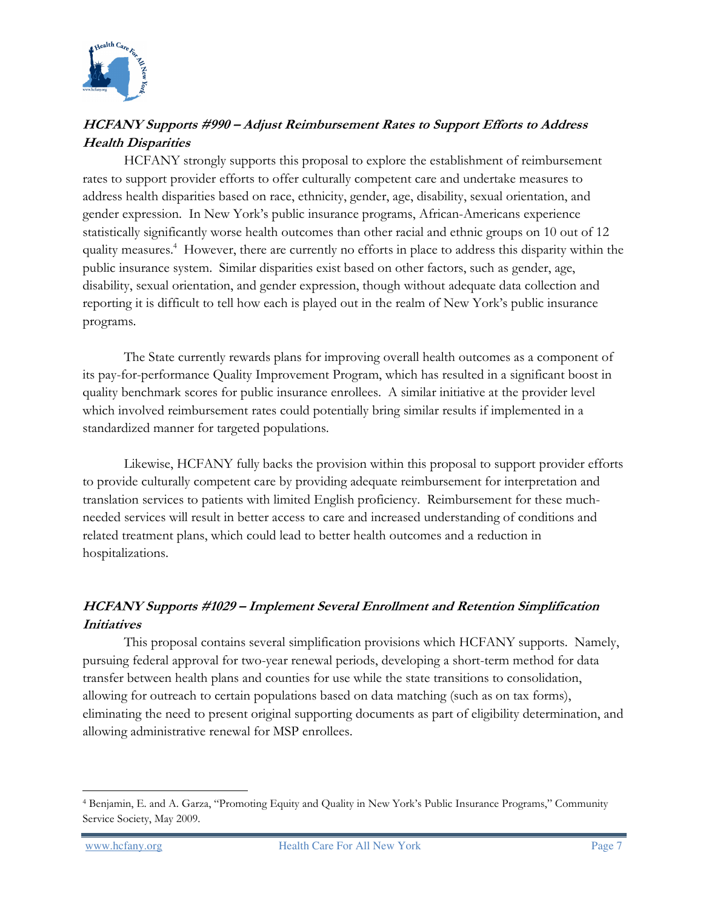### ***HCFANY Supports #990 – Adjust Reimbursement Rates to Support Efforts to Address Health Disparities***

HCFANY strongly supports this proposal to explore the establishment of reimbursement rates to support provider efforts to offer culturally competent care and undertake measures to address health disparities based on race, ethnicity, gender, age, disability, sexual orientation, and gender expression. In New York's public insurance programs, African-Americans experience statistically significantly worse health outcomes than other racial and ethnic groups on 10 out of 12 quality measures.[4] However, there are currently no efforts in place to address this disparity within the public insurance system. Similar disparities exist based on other factors, such as gender, age, disability, sexual orientation, and gender expression, though without adequate data collection and reporting it is difficult to tell how each is played out in the realm of New York's public insurance programs.

The State currently rewards plans for improving overall health outcomes as a component of its pay-for-performance Quality Improvement Program, which has resulted in a significant boost in quality benchmark scores for public insurance enrollees. A similar initiative at the provider level which involved reimbursement rates could potentially bring similar results if implemented in a standardized manner for targeted populations.

Likewise, HCFANY fully backs the provision within this proposal to support provider efforts to provide culturally competent care by providing adequate reimbursement for interpretation and translation services to patients with limited English proficiency. Reimbursement for these much-needed services will result in better access to care and increased understanding of conditions and related treatment plans, which could lead to better health outcomes and a reduction in hospitalizations.

### ***HCFANY Supports #1029 – Implement Several Enrollment and Retention Simplification Initiatives***

This proposal contains several simplification provisions which HCFANY supports. Namely, pursuing federal approval for two-year renewal periods, developing a short-term method for data transfer between health plans and counties for use while the state transitions to consolidation, allowing for outreach to certain populations based on data matching (such as on tax forms), eliminating the need to present original supporting documents as part of eligibility determination, and allowing administrative renewal for MSP enrollees.

---

[4] Benjamin, E. and A. Garza, "Promoting Equity and Quality in New York's Public Insurance Programs," Community Service Society, May 2009.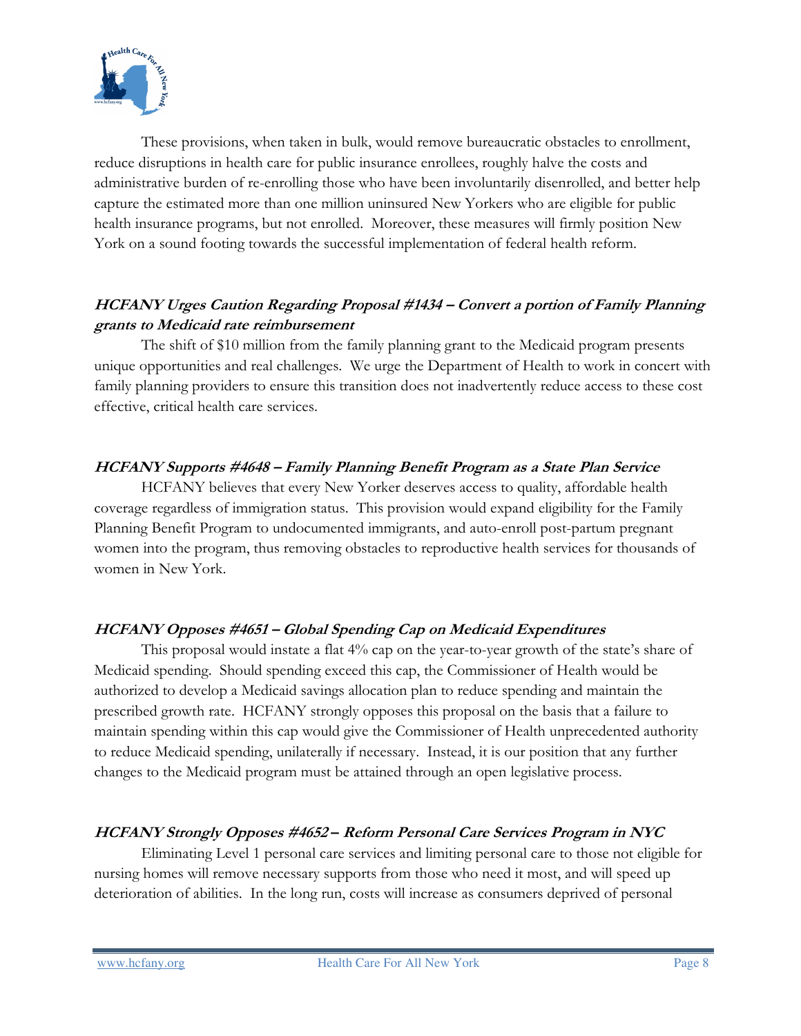These provisions, when taken in bulk, would remove bureaucratic obstacles to enrollment, reduce disruptions in health care for public insurance enrollees, roughly halve the costs and administrative burden of re-enrolling those who have been involuntarily disenrolled, and better help capture the estimated more than one million uninsured New Yorkers who are eligible for public health insurance programs, but not enrolled. Moreover, these measures will firmly position New York on a sound footing towards the successful implementation of federal health reform.

### *HCFANY Urges Caution Regarding Proposal #1434 – Convert a portion of Family Planning grants to Medicaid rate reimbursement*

The shift of $10 million from the family planning grant to the Medicaid program presents unique opportunities and real challenges. We urge the Department of Health to work in concert with family planning providers to ensure this transition does not inadvertently reduce access to these cost effective, critical health care services.

### *HCFANY Supports #4648 – Family Planning Benefit Program as a State Plan Service*

HCFANY believes that every New Yorker deserves access to quality, affordable health coverage regardless of immigration status. This provision would expand eligibility for the Family Planning Benefit Program to undocumented immigrants, and auto-enroll post-partum pregnant women into the program, thus removing obstacles to reproductive health services for thousands of women in New York.

### *HCFANY Opposes #4651 – Global Spending Cap on Medicaid Expenditures*

This proposal would instate a flat 4% cap on the year-to-year growth of the state's share of Medicaid spending. Should spending exceed this cap, the Commissioner of Health would be authorized to develop a Medicaid savings allocation plan to reduce spending and maintain the prescribed growth rate. HCFANY strongly opposes this proposal on the basis that a failure to maintain spending within this cap would give the Commissioner of Health unprecedented authority to reduce Medicaid spending, unilaterally if necessary. Instead, it is our position that any further changes to the Medicaid program must be attained through an open legislative process.

### *HCFANY Strongly Opposes #4652 – Reform Personal Care Services Program in NYC*

Eliminating Level 1 personal care services and limiting personal care to those not eligible for nursing homes will remove necessary supports from those who need it most, and will speed up deterioration of abilities. In the long run, costs will increase as consumers deprived of personal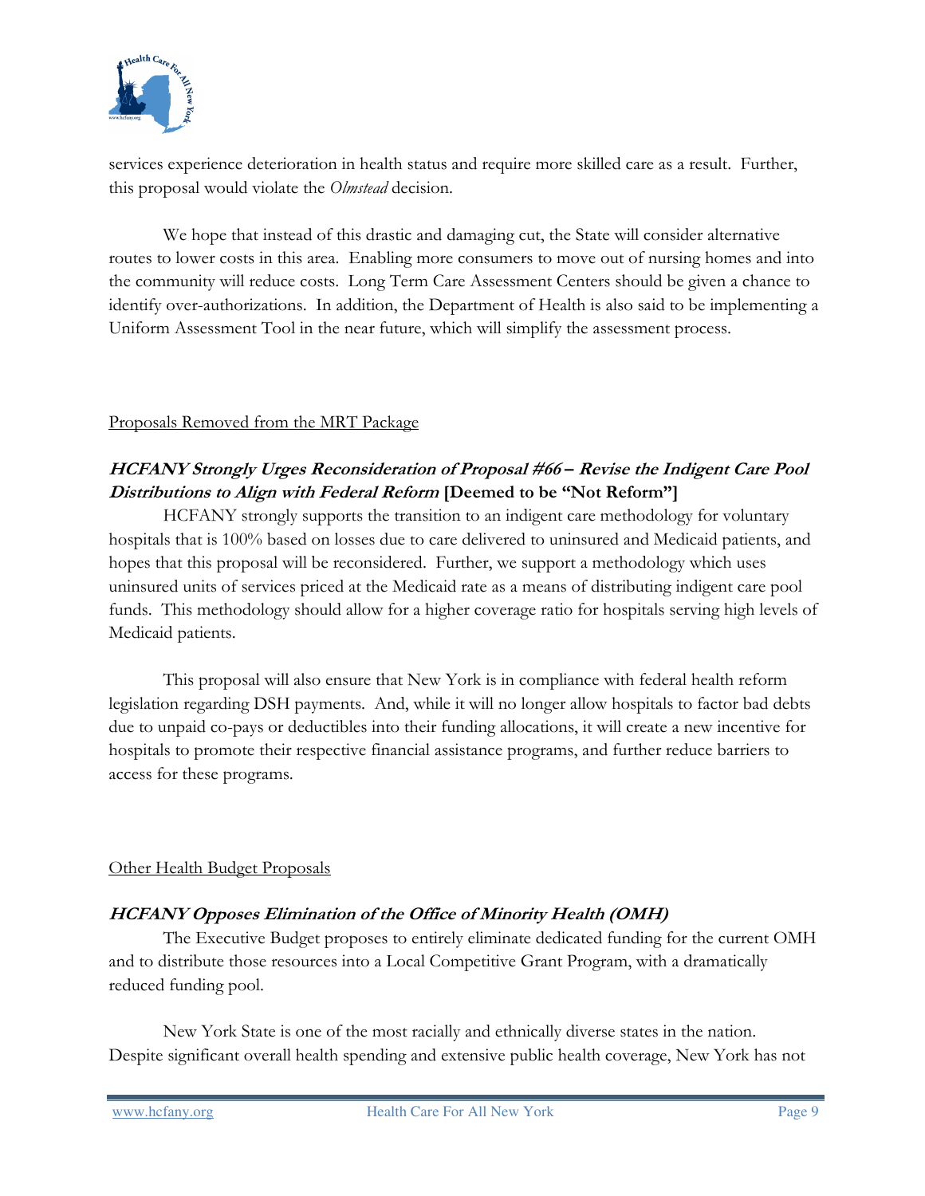services experience deterioration in health status and require more skilled care as a result. Further, this proposal would violate the *Olmstead* decision.

We hope that instead of this drastic and damaging cut, the State will consider alternative routes to lower costs in this area. Enabling more consumers to move out of nursing homes and into the community will reduce costs. Long Term Care Assessment Centers should be given a chance to identify over-authorizations. In addition, the Department of Health is also said to be implementing a Uniform Assessment Tool in the near future, which will simplify the assessment process.

## Proposals Removed from the MRT Package

### ***HCFANY Strongly Urges Reconsideration of Proposal #66 – Revise the Indigent Care Pool Distributions to Align with Federal Reform*** **[Deemed to be "Not Reform"]**

HCFANY strongly supports the transition to an indigent care methodology for voluntary hospitals that is 100% based on losses due to care delivered to uninsured and Medicaid patients, and hopes that this proposal will be reconsidered. Further, we support a methodology which uses uninsured units of services priced at the Medicaid rate as a means of distributing indigent care pool funds. This methodology should allow for a higher coverage ratio for hospitals serving high levels of Medicaid patients.

This proposal will also ensure that New York is in compliance with federal health reform legislation regarding DSH payments. And, while it will no longer allow hospitals to factor bad debts due to unpaid co-pays or deductibles into their funding allocations, it will create a new incentive for hospitals to promote their respective financial assistance programs, and further reduce barriers to access for these programs.

## Other Health Budget Proposals

### ***HCFANY Opposes Elimination of the Office of Minority Health (OMH)***

The Executive Budget proposes to entirely eliminate dedicated funding for the current OMH and to distribute those resources into a Local Competitive Grant Program, with a dramatically reduced funding pool.

New York State is one of the most racially and ethnically diverse states in the nation. Despite significant overall health spending and extensive public health coverage, New York has not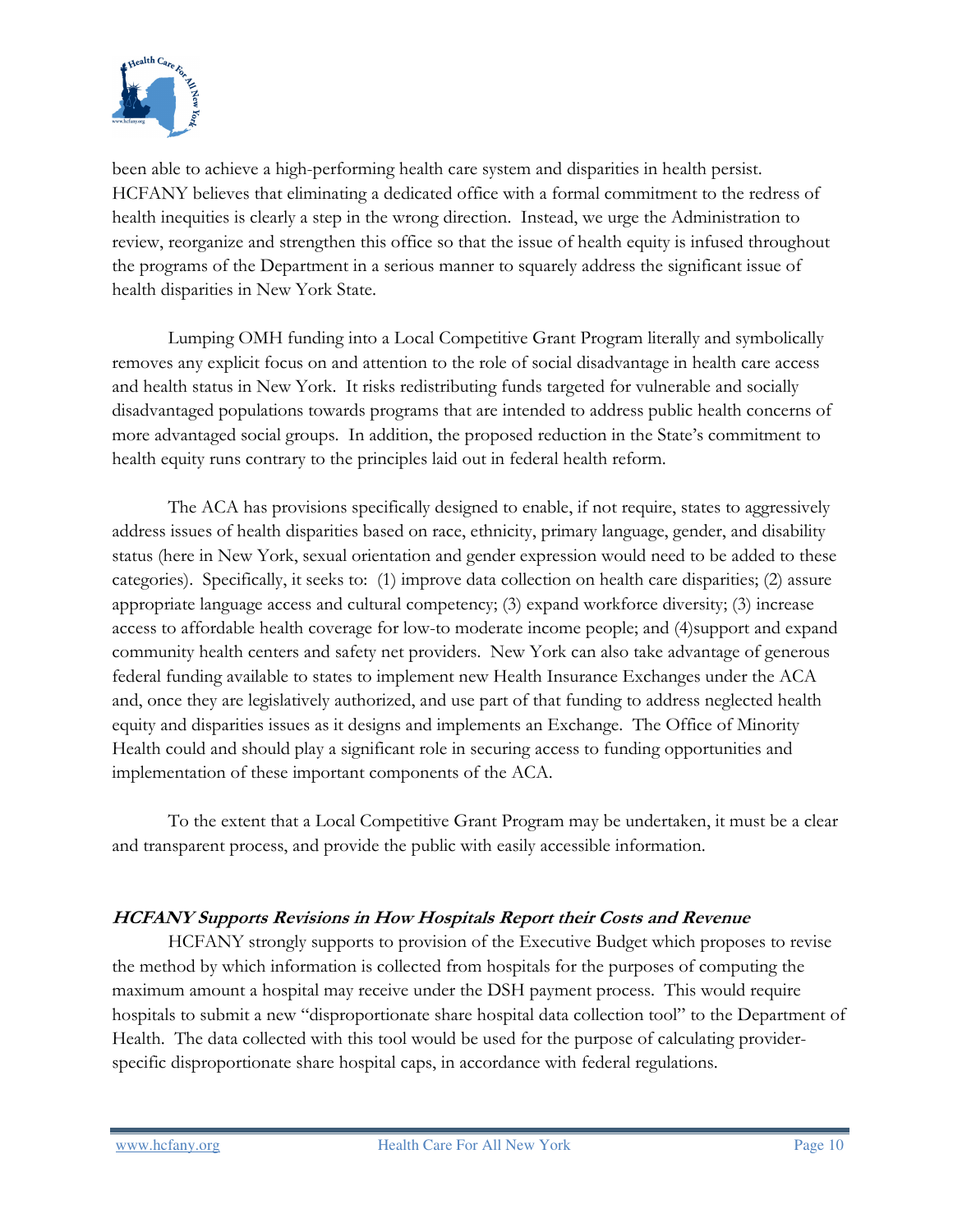been able to achieve a high-performing health care system and disparities in health persist. HCFANY believes that eliminating a dedicated office with a formal commitment to the redress of health inequities is clearly a step in the wrong direction. Instead, we urge the Administration to review, reorganize and strengthen this office so that the issue of health equity is infused throughout the programs of the Department in a serious manner to squarely address the significant issue of health disparities in New York State.

Lumping OMH funding into a Local Competitive Grant Program literally and symbolically removes any explicit focus on and attention to the role of social disadvantage in health care access and health status in New York. It risks redistributing funds targeted for vulnerable and socially disadvantaged populations towards programs that are intended to address public health concerns of more advantaged social groups. In addition, the proposed reduction in the State's commitment to health equity runs contrary to the principles laid out in federal health reform.

The ACA has provisions specifically designed to enable, if not require, states to aggressively address issues of health disparities based on race, ethnicity, primary language, gender, and disability status (here in New York, sexual orientation and gender expression would need to be added to these categories). Specifically, it seeks to: (1) improve data collection on health care disparities; (2) assure appropriate language access and cultural competency; (3) expand workforce diversity; (3) increase access to affordable health coverage for low-to moderate income people; and (4)support and expand community health centers and safety net providers. New York can also take advantage of generous federal funding available to states to implement new Health Insurance Exchanges under the ACA and, once they are legislatively authorized, and use part of that funding to address neglected health equity and disparities issues as it designs and implements an Exchange. The Office of Minority Health could and should play a significant role in securing access to funding opportunities and implementation of these important components of the ACA.

To the extent that a Local Competitive Grant Program may be undertaken, it must be a clear and transparent process, and provide the public with easily accessible information.

### *HCFANY Supports Revisions in How Hospitals Report their Costs and Revenue*

HCFANY strongly supports to provision of the Executive Budget which proposes to revise the method by which information is collected from hospitals for the purposes of computing the maximum amount a hospital may receive under the DSH payment process. This would require hospitals to submit a new "disproportionate share hospital data collection tool" to the Department of Health. The data collected with this tool would be used for the purpose of calculating provider-specific disproportionate share hospital caps, in accordance with federal regulations.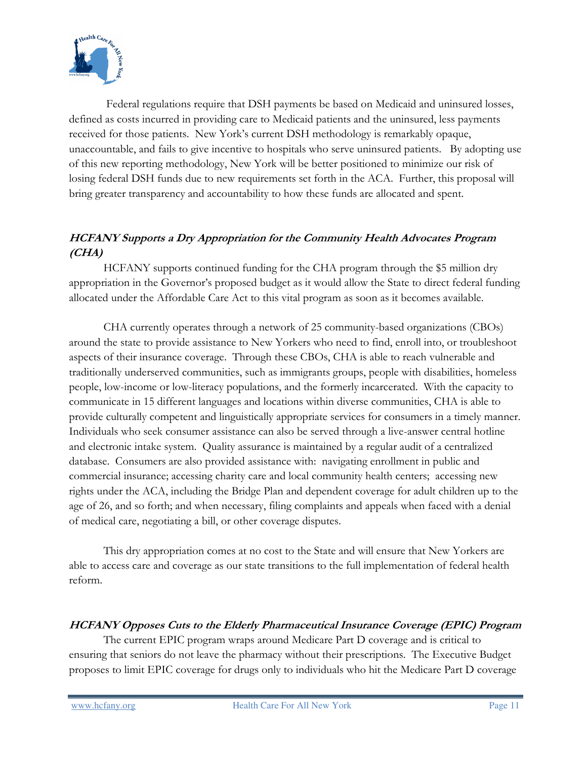Federal regulations require that DSH payments be based on Medicaid and uninsured losses, defined as costs incurred in providing care to Medicaid patients and the uninsured, less payments received for those patients. New York's current DSH methodology is remarkably opaque, unaccountable, and fails to give incentive to hospitals who serve uninsured patients. By adopting use of this new reporting methodology, New York will be better positioned to minimize our risk of losing federal DSH funds due to new requirements set forth in the ACA. Further, this proposal will bring greater transparency and accountability to how these funds are allocated and spent.

### *HCFANY Supports a Dry Appropriation for the Community Health Advocates Program (CHA)*

HCFANY supports continued funding for the CHA program through the $5 million dry appropriation in the Governor's proposed budget as it would allow the State to direct federal funding allocated under the Affordable Care Act to this vital program as soon as it becomes available.

CHA currently operates through a network of 25 community-based organizations (CBOs) around the state to provide assistance to New Yorkers who need to find, enroll into, or troubleshoot aspects of their insurance coverage. Through these CBOs, CHA is able to reach vulnerable and traditionally underserved communities, such as immigrants groups, people with disabilities, homeless people, low-income or low-literacy populations, and the formerly incarcerated. With the capacity to communicate in 15 different languages and locations within diverse communities, CHA is able to provide culturally competent and linguistically appropriate services for consumers in a timely manner. Individuals who seek consumer assistance can also be served through a live-answer central hotline and electronic intake system. Quality assurance is maintained by a regular audit of a centralized database. Consumers are also provided assistance with: navigating enrollment in public and commercial insurance; accessing charity care and local community health centers; accessing new rights under the ACA, including the Bridge Plan and dependent coverage for adult children up to the age of 26, and so forth; and when necessary, filing complaints and appeals when faced with a denial of medical care, negotiating a bill, or other coverage disputes.

This dry appropriation comes at no cost to the State and will ensure that New Yorkers are able to access care and coverage as our state transitions to the full implementation of federal health reform.

### *HCFANY Opposes Cuts to the Elderly Pharmaceutical Insurance Coverage (EPIC) Program*

The current EPIC program wraps around Medicare Part D coverage and is critical to ensuring that seniors do not leave the pharmacy without their prescriptions. The Executive Budget proposes to limit EPIC coverage for drugs only to individuals who hit the Medicare Part D coverage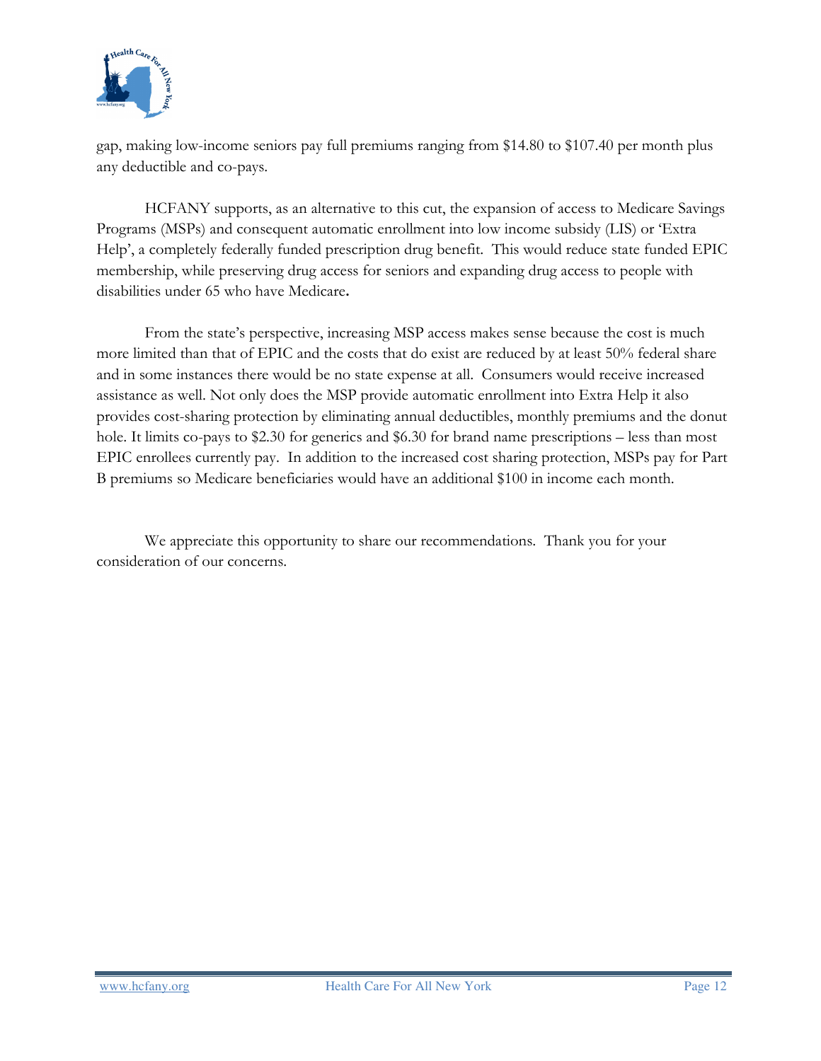gap, making low-income seniors pay full premiums ranging from $14.80 to $107.40 per month plus any deductible and co-pays.

HCFANY supports, as an alternative to this cut, the expansion of access to Medicare Savings Programs (MSPs) and consequent automatic enrollment into low income subsidy (LIS) or 'Extra Help', a completely federally funded prescription drug benefit. This would reduce state funded EPIC membership, while preserving drug access for seniors and expanding drug access to people with disabilities under 65 who have Medicare**.**

From the state's perspective, increasing MSP access makes sense because the cost is much more limited than that of EPIC and the costs that do exist are reduced by at least 50% federal share and in some instances there would be no state expense at all. Consumers would receive increased assistance as well. Not only does the MSP provide automatic enrollment into Extra Help it also provides cost-sharing protection by eliminating annual deductibles, monthly premiums and the donut hole. It limits co-pays to $2.30 for generics and $6.30 for brand name prescriptions – less than most EPIC enrollees currently pay. In addition to the increased cost sharing protection, MSPs pay for Part B premiums so Medicare beneficiaries would have an additional $100 in income each month.

We appreciate this opportunity to share our recommendations. Thank you for your consideration of our concerns.